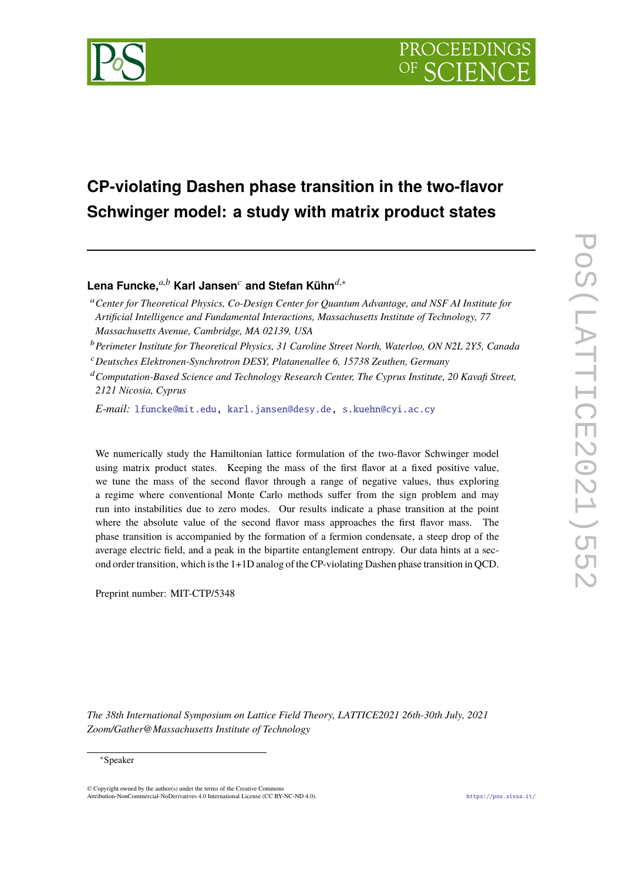# CP-violating Dashen phase transition in the two-flavor Schwinger model: a study with matrix product states

**Lena Funcke,**[a,b] **Karl Jansen**[c] **and Stefan Kühn**[d,*]

[a] *Center for Theoretical Physics, Co-Design Center for Quantum Advantage, and NSF AI Institute for Artificial Intelligence and Fundamental Interactions, Massachusetts Institute of Technology, 77 Massachusetts Avenue, Cambridge, MA 02139, USA*

[b] *Perimeter Institute for Theoretical Physics, 31 Caroline Street North, Waterloo, ON N2L 2Y5, Canada*

[c] *Deutsches Elektronen-Synchrotron DESY, Platanenallee 6, 15738 Zeuthen, Germany*

[d] *Computation-Based Science and Technology Research Center, The Cyprus Institute, 20 Kavafi Street, 2121 Nicosia, Cyprus*

*E-mail:* lfuncke@mit.edu, karl.jansen@desy.de, s.kuehn@cyi.ac.cy

We numerically study the Hamiltonian lattice formulation of the two-flavor Schwinger model using matrix product states. Keeping the mass of the first flavor at a fixed positive value, we tune the mass of the second flavor through a range of negative values, thus exploring a regime where conventional Monte Carlo methods suffer from the sign problem and may run into instabilities due to zero modes. Our results indicate a phase transition at the point where the absolute value of the second flavor mass approaches the first flavor mass. The phase transition is accompanied by the formation of a fermion condensate, a steep drop of the average electric field, and a peak in the bipartite entanglement entropy. Our data hints at a second order transition, which is the 1+1D analog of the CP-violating Dashen phase transition in QCD.

Preprint number: MIT-CTP/5348

*The 38th International Symposium on Lattice Field Theory, LATTICE2021 26th-30th July, 2021 Zoom/Gather@Massachusetts Institute of Technology*

*Speaker

© Copyright owned by the author(s) under the terms of the Creative Commons Attribution-NonCommercial-NoDerivatives 4.0 International License (CC BY-NC-ND 4.0).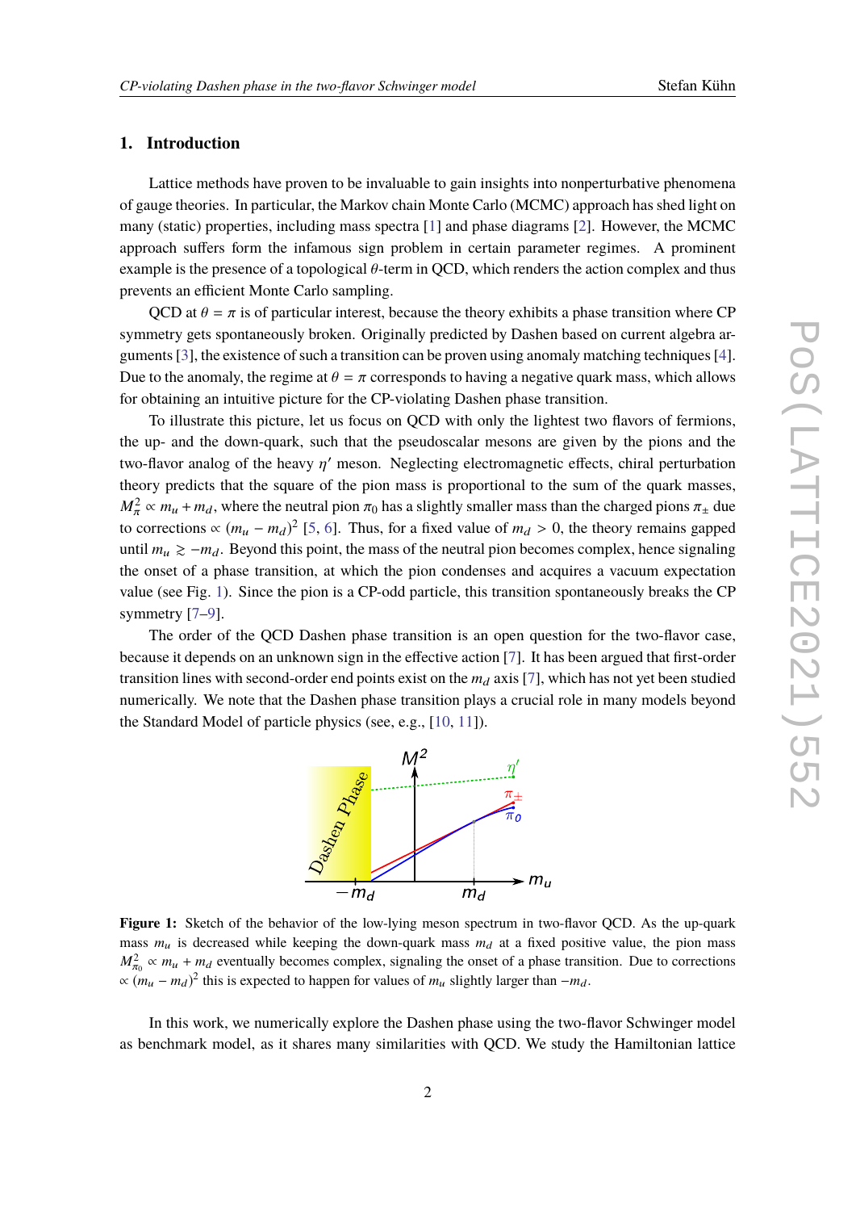## 1. Introduction

Lattice methods have proven to be invaluable to gain insights into nonperturbative phenomena of gauge theories. In particular, the Markov chain Monte Carlo (MCMC) approach has shed light on many (static) properties, including mass spectra [1] and phase diagrams [2]. However, the MCMC approach suffers form the infamous sign problem in certain parameter regimes. A prominent example is the presence of a topological $\theta$-term in QCD, which renders the action complex and thus prevents an efficient Monte Carlo sampling.

QCD at $\theta = \pi$ is of particular interest, because the theory exhibits a phase transition where CP symmetry gets spontaneously broken. Originally predicted by Dashen based on current algebra arguments [3], the existence of such a transition can be proven using anomaly matching techniques [4]. Due to the anomaly, the regime at $\theta = \pi$ corresponds to having a negative quark mass, which allows for obtaining an intuitive picture for the CP-violating Dashen phase transition.

To illustrate this picture, let us focus on QCD with only the lightest two flavors of fermions, the up- and the down-quark, such that the pseudoscalar mesons are given by the pions and the two-flavor analog of the heavy $\eta'$ meson. Neglecting electromagnetic effects, chiral perturbation theory predicts that the square of the pion mass is proportional to the sum of the quark masses, $M_\pi^2 \propto m_u + m_d$, where the neutral pion $\pi_0$ has a slightly smaller mass than the charged pions $\pi_\pm$ due to corrections $\propto (m_u - m_d)^2$ [5, 6]. Thus, for a fixed value of $m_d > 0$, the theory remains gapped until $m_u \gtrsim -m_d$. Beyond this point, the mass of the neutral pion becomes complex, hence signaling the onset of a phase transition, at which the pion condenses and acquires a vacuum expectation value (see Fig. 1). Since the pion is a CP-odd particle, this transition spontaneously breaks the CP symmetry [7–9].

The order of the QCD Dashen phase transition is an open question for the two-flavor case, because it depends on an unknown sign in the effective action [7]. It has been argued that first-order transition lines with second-order end points exist on the $m_d$ axis [7], which has not yet been studied numerically. We note that the Dashen phase transition plays a crucial role in many models beyond the Standard Model of particle physics (see, e.g., [10, 11]).

**Figure 1:** Sketch of the behavior of the low-lying meson spectrum in two-flavor QCD. As the up-quark mass $m_u$ is decreased while keeping the down-quark mass $m_d$ at a fixed positive value, the pion mass $M_{\pi_0}^2 \propto m_u + m_d$ eventually becomes complex, signaling the onset of a phase transition. Due to corrections $\propto (m_u - m_d)^2$ this is expected to happen for values of $m_u$ slightly larger than $-m_d$.

In this work, we numerically explore the Dashen phase using the two-flavor Schwinger model as benchmark model, as it shares many similarities with QCD. We study the Hamiltonian lattice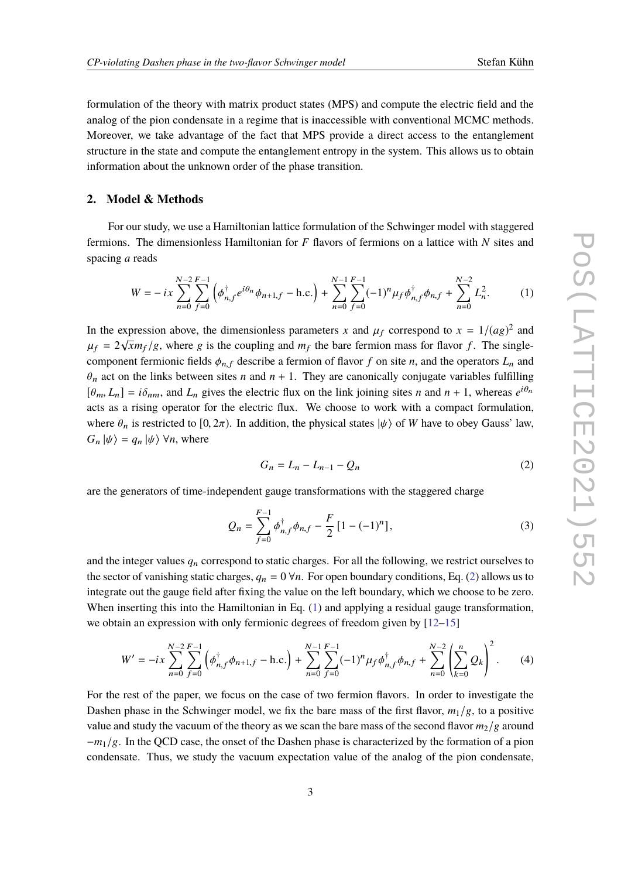formulation of the theory with matrix product states (MPS) and compute the electric field and the analog of the pion condensate in a regime that is inaccessible with conventional MCMC methods. Moreover, we take advantage of the fact that MPS provide a direct access to the entanglement structure in the state and compute the entanglement entropy in the system. This allows us to obtain information about the unknown order of the phase transition.

## 2. Model & Methods

For our study, we use a Hamiltonian lattice formulation of the Schwinger model with staggered fermions. The dimensionless Hamiltonian for $F$ flavors of fermions on a lattice with $N$ sites and spacing $a$ reads

$$W = -ix \sum_{n=0}^{N-2} \sum_{f=0}^{F-1} \left( \phi_{n,f}^\dagger e^{i\theta_n} \phi_{n+1,f} - \text{h.c.} \right) + \sum_{n=0}^{N-1} \sum_{f=0}^{F-1} (-1)^n \mu_f \phi_{n,f}^\dagger \phi_{n,f} + \sum_{n=0}^{N-2} L_n^2. \tag{1}$$

In the expression above, the dimensionless parameters $x$ and $\mu_f$ correspond to $x = 1/(ag)^2$ and $\mu_f = 2\sqrt{x} m_f/g$, where $g$ is the coupling and $m_f$ the bare fermion mass for flavor $f$. The single-component fermionic fields $\phi_{n,f}$ describe a fermion of flavor $f$ on site $n$, and the operators $L_n$ and $\theta_n$ act on the links between sites $n$ and $n+1$. They are canonically conjugate variables fulfilling $[\theta_m, L_n] = i\delta_{nm}$, and $L_n$ gives the electric flux on the link joining sites $n$ and $n+1$, whereas $e^{i\theta_n}$ acts as a rising operator for the electric flux. We choose to work with a compact formulation, where $\theta_n$ is restricted to $[0, 2\pi)$. In addition, the physical states $|\psi\rangle$ of $W$ have to obey Gauss' law, $G_n |\psi\rangle = q_n |\psi\rangle \; \forall n$, where

$$G_n = L_n - L_{n-1} - Q_n \tag{2}$$

are the generators of time-independent gauge transformations with the staggered charge

$$Q_n = \sum_{f=0}^{F-1} \phi_{n,f}^\dagger \phi_{n,f} - \frac{F}{2} [1 - (-1)^n], \tag{3}$$

and the integer values $q_n$ correspond to static charges. For all the following, we restrict ourselves to the sector of vanishing static charges, $q_n = 0 \; \forall n$. For open boundary conditions, Eq. (2) allows us to integrate out the gauge field after fixing the value on the left boundary, which we choose to be zero. When inserting this into the Hamiltonian in Eq. (1) and applying a residual gauge transformation, we obtain an expression with only fermionic degrees of freedom given by [12–15]

$$W' = -ix \sum_{n=0}^{N-2} \sum_{f=0}^{F-1} \left( \phi_{n,f}^\dagger \phi_{n+1,f} - \text{h.c.} \right) + \sum_{n=0}^{N-1} \sum_{f=0}^{F-1} (-1)^n \mu_f \phi_{n,f}^\dagger \phi_{n,f} + \sum_{n=0}^{N-2} \left( \sum_{k=0}^{n} Q_k \right)^2. \tag{4}$$

For the rest of the paper, we focus on the case of two fermion flavors. In order to investigate the Dashen phase in the Schwinger model, we fix the bare mass of the first flavor, $m_1/g$, to a positive value and study the vacuum of the theory as we scan the bare mass of the second flavor $m_2/g$ around $-m_1/g$. In the QCD case, the onset of the Dashen phase is characterized by the formation of a pion condensate. Thus, we study the vacuum expectation value of the analog of the pion condensate,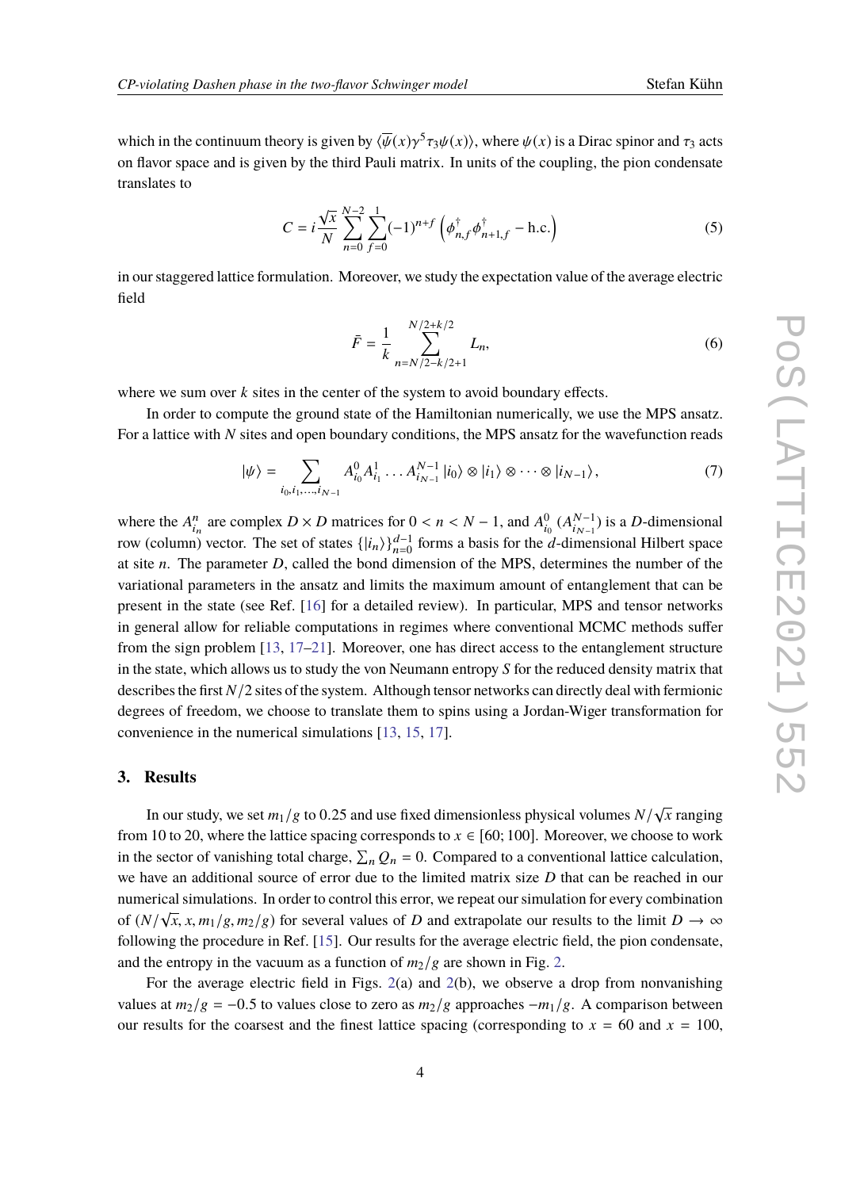which in the continuum theory is given by $\langle\overline{\psi}(x)\gamma^5\tau_3\psi(x)\rangle$, where $\psi(x)$ is a Dirac spinor and $\tau_3$ acts on flavor space and is given by the third Pauli matrix. In units of the coupling, the pion condensate translates to

$$C = i\frac{\sqrt{x}}{N}\sum_{n=0}^{N-2}\sum_{f=0}^{1}(-1)^{n+f}\left(\phi^\dagger_{n,f}\phi^\dagger_{n+1,f} - \text{h.c.}\right) \tag{5}$$

in our staggered lattice formulation. Moreover, we study the expectation value of the average electric field

$$\bar{F} = \frac{1}{k}\sum_{n=N/2-k/2+1}^{N/2+k/2} L_n, \tag{6}$$

where we sum over $k$ sites in the center of the system to avoid boundary effects.

In order to compute the ground state of the Hamiltonian numerically, we use the MPS ansatz. For a lattice with $N$ sites and open boundary conditions, the MPS ansatz for the wavefunction reads

$$|\psi\rangle = \sum_{i_0,i_1,\ldots,i_{N-1}} A^0_{i_0}A^1_{i_1}\ldots A^{N-1}_{i_{N-1}}\,|i_0\rangle\otimes|i_1\rangle\otimes\cdots\otimes|i_{N-1}\rangle, \tag{7}$$

where the $A^n_{i_n}$ are complex $D\times D$ matrices for $0 < n < N-1$, and $A^0_{i_0}$ ($A^{N-1}_{i_{N-1}}$) is a $D$-dimensional row (column) vector. The set of states $\{|i_n\rangle\}_{n=0}^{d-1}$ forms a basis for the $d$-dimensional Hilbert space at site $n$. The parameter $D$, called the bond dimension of the MPS, determines the number of the variational parameters in the ansatz and limits the maximum amount of entanglement that can be present in the state (see Ref. [16] for a detailed review). In particular, MPS and tensor networks in general allow for reliable computations in regimes where conventional MCMC methods suffer from the sign problem [13, 17–21]. Moreover, one has direct access to the entanglement structure in the state, which allows us to study the von Neumann entropy $S$ for the reduced density matrix that describes the first $N/2$ sites of the system. Although tensor networks can directly deal with fermionic degrees of freedom, we choose to translate them to spins using a Jordan-Wiger transformation for convenience in the numerical simulations [13, 15, 17].

## 3. Results

In our study, we set $m_1/g$ to 0.25 and use fixed dimensionless physical volumes $N/\sqrt{x}$ ranging from 10 to 20, where the lattice spacing corresponds to $x \in [60; 100]$. Moreover, we choose to work in the sector of vanishing total charge, $\sum_n Q_n = 0$. Compared to a conventional lattice calculation, we have an additional source of error due to the limited matrix size $D$ that can be reached in our numerical simulations. In order to control this error, we repeat our simulation for every combination of $(N/\sqrt{x}, x, m_1/g, m_2/g)$ for several values of $D$ and extrapolate our results to the limit $D \to \infty$ following the procedure in Ref. [15]. Our results for the average electric field, the pion condensate, and the entropy in the vacuum as a function of $m_2/g$ are shown in Fig. 2.

For the average electric field in Figs. 2(a) and 2(b), we observe a drop from nonvanishing values at $m_2/g = -0.5$ to values close to zero as $m_2/g$ approaches $-m_1/g$. A comparison between our results for the coarsest and the finest lattice spacing (corresponding to $x = 60$ and $x = 100$,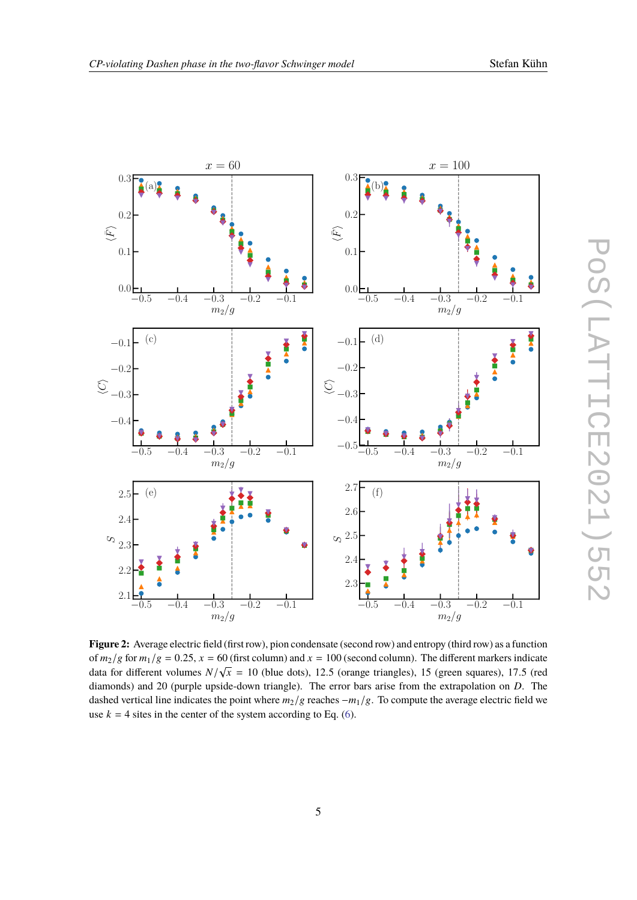**Figure 2:** Average electric field (first row), pion condensate (second row) and entropy (third row) as a function of $m_2/g$ for $m_1/g = 0.25$, $x = 60$ (first column) and $x = 100$ (second column). The different markers indicate data for different volumes $N/\sqrt{x} = 10$ (blue dots), 12.5 (orange triangles), 15 (green squares), 17.5 (red diamonds) and 20 (purple upside-down triangle). The error bars arise from the extrapolation on $D$. The dashed vertical line indicates the point where $m_2/g$ reaches $-m_1/g$. To compute the average electric field we use $k = 4$ sites in the center of the system according to Eq. (6).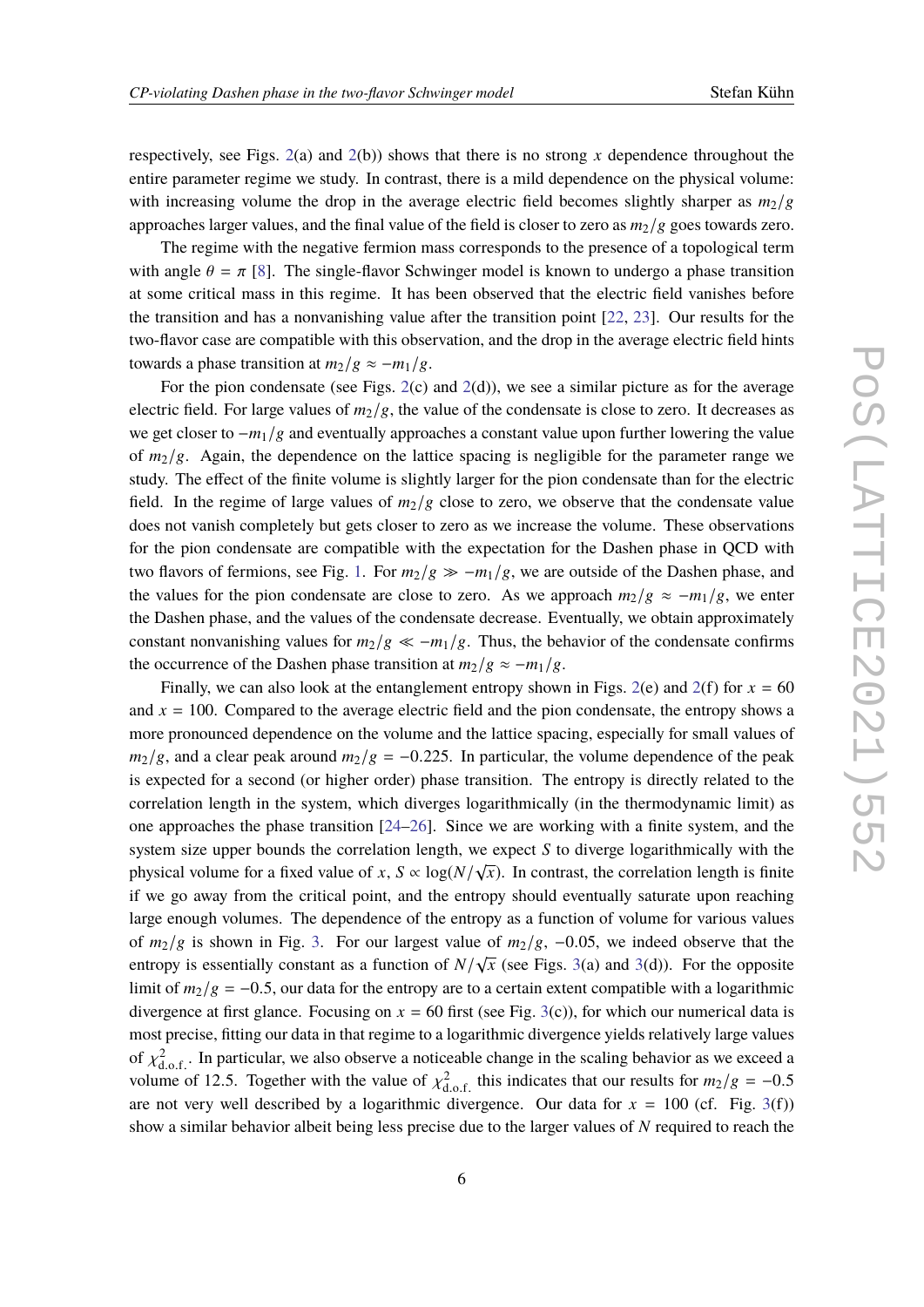respectively, see Figs. 2(a) and 2(b)) shows that there is no strong $x$ dependence throughout the entire parameter regime we study. In contrast, there is a mild dependence on the physical volume: with increasing volume the drop in the average electric field becomes slightly sharper as $m_2/g$ approaches larger values, and the final value of the field is closer to zero as $m_2/g$ goes towards zero.

The regime with the negative fermion mass corresponds to the presence of a topological term with angle $\theta = \pi$ [8]. The single-flavor Schwinger model is known to undergo a phase transition at some critical mass in this regime. It has been observed that the electric field vanishes before the transition and has a nonvanishing value after the transition point [22, 23]. Our results for the two-flavor case are compatible with this observation, and the drop in the average electric field hints towards a phase transition at $m_2/g \approx -m_1/g$.

For the pion condensate (see Figs. 2(c) and 2(d)), we see a similar picture as for the average electric field. For large values of $m_2/g$, the value of the condensate is close to zero. It decreases as we get closer to $-m_1/g$ and eventually approaches a constant value upon further lowering the value of $m_2/g$. Again, the dependence on the lattice spacing is negligible for the parameter range we study. The effect of the finite volume is slightly larger for the pion condensate than for the electric field. In the regime of large values of $m_2/g$ close to zero, we observe that the condensate value does not vanish completely but gets closer to zero as we increase the volume. These observations for the pion condensate are compatible with the expectation for the Dashen phase in QCD with two flavors of fermions, see Fig. 1. For $m_2/g \gg -m_1/g$, we are outside of the Dashen phase, and the values for the pion condensate are close to zero. As we approach $m_2/g \approx -m_1/g$, we enter the Dashen phase, and the values of the condensate decrease. Eventually, we obtain approximately constant nonvanishing values for $m_2/g \ll -m_1/g$. Thus, the behavior of the condensate confirms the occurrence of the Dashen phase transition at $m_2/g \approx -m_1/g$.

Finally, we can also look at the entanglement entropy shown in Figs. 2(e) and 2(f) for $x = 60$ and $x = 100$. Compared to the average electric field and the pion condensate, the entropy shows a more pronounced dependence on the volume and the lattice spacing, especially for small values of $m_2/g$, and a clear peak around $m_2/g = -0.225$. In particular, the volume dependence of the peak is expected for a second (or higher order) phase transition. The entropy is directly related to the correlation length in the system, which diverges logarithmically (in the thermodynamic limit) as one approaches the phase transition [24–26]. Since we are working with a finite system, and the system size upper bounds the correlation length, we expect $S$ to diverge logarithmically with the physical volume for a fixed value of $x$, $S \propto \log(N/\sqrt{x})$. In contrast, the correlation length is finite if we go away from the critical point, and the entropy should eventually saturate upon reaching large enough volumes. The dependence of the entropy as a function of volume for various values of $m_2/g$ is shown in Fig. 3. For our largest value of $m_2/g$, $-0.05$, we indeed observe that the entropy is essentially constant as a function of $N/\sqrt{x}$ (see Figs. 3(a) and 3(d)). For the opposite limit of $m_2/g = -0.5$, our data for the entropy are to a certain extent compatible with a logarithmic divergence at first glance. Focusing on $x = 60$ first (see Fig. 3(c)), for which our numerical data is most precise, fitting our data in that regime to a logarithmic divergence yields relatively large values of $\chi^2_{\text{d.o.f.}}$. In particular, we also observe a noticeable change in the scaling behavior as we exceed a volume of 12.5. Together with the value of $\chi^2_{\text{d.o.f.}}$ this indicates that our results for $m_2/g = -0.5$ are not very well described by a logarithmic divergence. Our data for $x = 100$ (cf. Fig. 3(f)) show a similar behavior albeit being less precise due to the larger values of $N$ required to reach the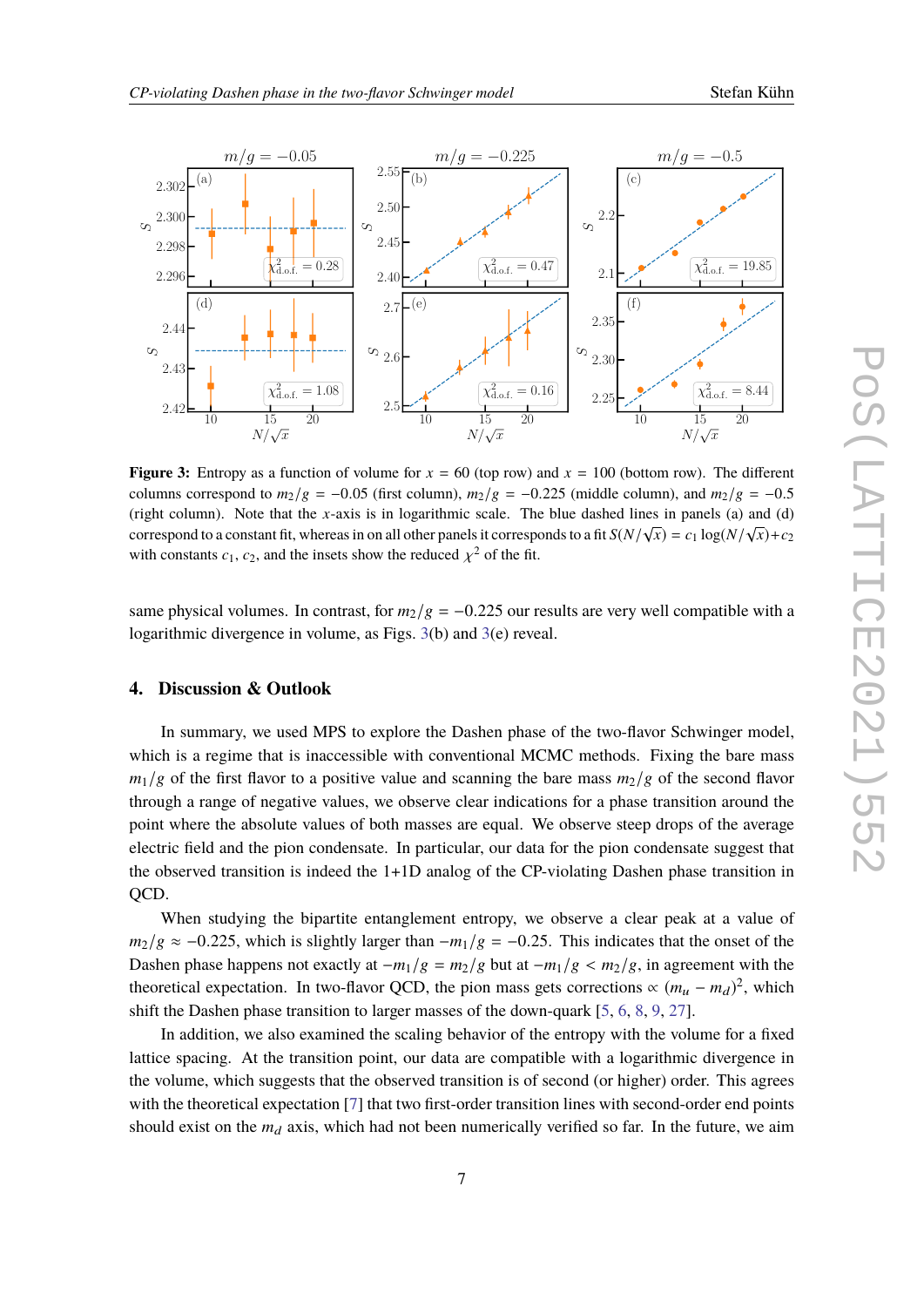**Figure 3:** Entropy as a function of volume for $x = 60$ (top row) and $x = 100$ (bottom row). The different columns correspond to $m_2/g = -0.05$ (first column), $m_2/g = -0.225$ (middle column), and $m_2/g = -0.5$ (right column). Note that the $x$-axis is in logarithmic scale. The blue dashed lines in panels (a) and (d) correspond to a constant fit, whereas in on all other panels it corresponds to a fit $S(N/\sqrt{x}) = c_1 \log(N/\sqrt{x}) + c_2$ with constants $c_1$, $c_2$, and the insets show the reduced $\chi^2$ of the fit.

same physical volumes. In contrast, for $m_2/g = -0.225$ our results are very well compatible with a logarithmic divergence in volume, as Figs. 3(b) and 3(e) reveal.

## 4. Discussion & Outlook

In summary, we used MPS to explore the Dashen phase of the two-flavor Schwinger model, which is a regime that is inaccessible with conventional MCMC methods. Fixing the bare mass $m_1/g$ of the first flavor to a positive value and scanning the bare mass $m_2/g$ of the second flavor through a range of negative values, we observe clear indications for a phase transition around the point where the absolute values of both masses are equal. We observe steep drops of the average electric field and the pion condensate. In particular, our data for the pion condensate suggest that the observed transition is indeed the 1+1D analog of the CP-violating Dashen phase transition in QCD.

When studying the bipartite entanglement entropy, we observe a clear peak at a value of $m_2/g \approx -0.225$, which is slightly larger than $-m_1/g = -0.25$. This indicates that the onset of the Dashen phase happens not exactly at $-m_1/g = m_2/g$ but at $-m_1/g < m_2/g$, in agreement with the theoretical expectation. In two-flavor QCD, the pion mass gets corrections $\propto (m_u - m_d)^2$, which shift the Dashen phase transition to larger masses of the down-quark [5, 6, 8, 9, 27].

In addition, we also examined the scaling behavior of the entropy with the volume for a fixed lattice spacing. At the transition point, our data are compatible with a logarithmic divergence in the volume, which suggests that the observed transition is of second (or higher) order. This agrees with the theoretical expectation [7] that two first-order transition lines with second-order end points should exist on the $m_d$ axis, which had not been numerically verified so far. In the future, we aim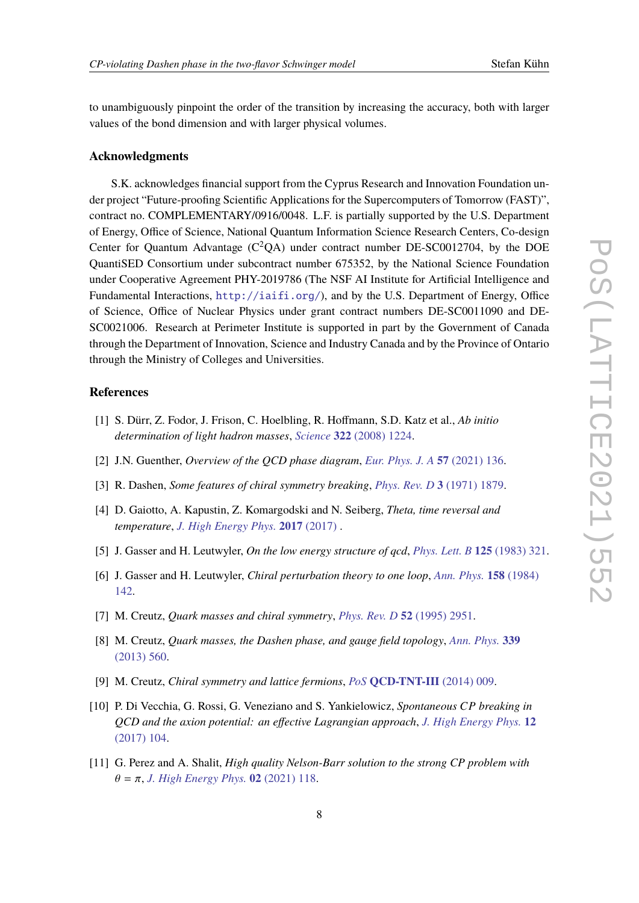to unambiguously pinpoint the order of the transition by increasing the accuracy, both with larger values of the bond dimension and with larger physical volumes.

### Acknowledgments

S.K. acknowledges financial support from the Cyprus Research and Innovation Foundation under project "Future-proofing Scientific Applications for the Supercomputers of Tomorrow (FAST)", contract no. COMPLEMENTARY/0916/0048. L.F. is partially supported by the U.S. Department of Energy, Office of Science, National Quantum Information Science Research Centers, Co-design Center for Quantum Advantage ($C^2QA$) under contract number DE-SC0012704, by the DOE QuantiSED Consortium under subcontract number 675352, by the National Science Foundation under Cooperative Agreement PHY-2019786 (The NSF AI Institute for Artificial Intelligence and Fundamental Interactions, http://iaifi.org/), and by the U.S. Department of Energy, Office of Science, Office of Nuclear Physics under grant contract numbers DE-SC0011090 and DE-SC0021006. Research at Perimeter Institute is supported in part by the Government of Canada through the Department of Innovation, Science and Industry Canada and by the Province of Ontario through the Ministry of Colleges and Universities.

### References

[1] S. Dürr, Z. Fodor, J. Frison, C. Hoelbling, R. Hoffmann, S.D. Katz et al., *Ab initio determination of light hadron masses*, *Science* **322** (2008) 1224.

[2] J.N. Guenther, *Overview of the QCD phase diagram*, *Eur. Phys. J. A* **57** (2021) 136.

[3] R. Dashen, *Some features of chiral symmetry breaking*, *Phys. Rev. D* **3** (1971) 1879.

[4] D. Gaiotto, A. Kapustin, Z. Komargodski and N. Seiberg, *Theta, time reversal and temperature*, *J. High Energy Phys.* **2017** (2017) .

[5] J. Gasser and H. Leutwyler, *On the low energy structure of qcd*, *Phys. Lett. B* **125** (1983) 321.

[6] J. Gasser and H. Leutwyler, *Chiral perturbation theory to one loop*, *Ann. Phys.* **158** (1984) 142.

[7] M. Creutz, *Quark masses and chiral symmetry*, *Phys. Rev. D* **52** (1995) 2951.

[8] M. Creutz, *Quark masses, the Dashen phase, and gauge field topology*, *Ann. Phys.* **339** (2013) 560.

[9] M. Creutz, *Chiral symmetry and lattice fermions*, *PoS* **QCD-TNT-III** (2014) 009.

[10] P. Di Vecchia, G. Rossi, G. Veneziano and S. Yankielowicz, *Spontaneous CP breaking in QCD and the axion potential: an effective Lagrangian approach*, *J. High Energy Phys.* **12** (2017) 104.

[11] G. Perez and A. Shalit, *High quality Nelson-Barr solution to the strong CP problem with* $\theta = \pi$, *J. High Energy Phys.* **02** (2021) 118.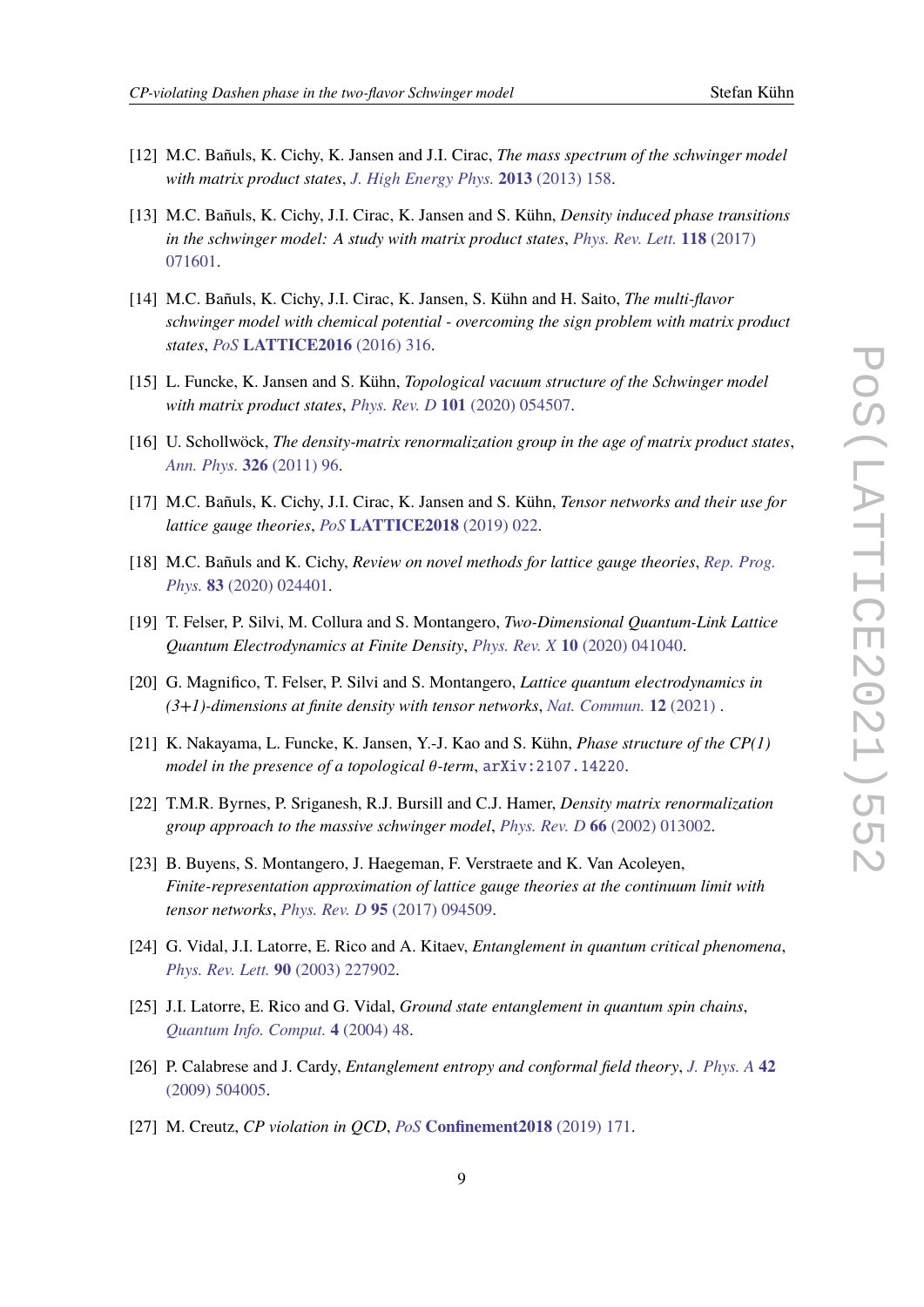[12] M.C. Bañuls, K. Cichy, K. Jansen and J.I. Cirac, *The mass spectrum of the schwinger model with matrix product states*, *J. High Energy Phys.* **2013** (2013) 158.

[13] M.C. Bañuls, K. Cichy, J.I. Cirac, K. Jansen and S. Kühn, *Density induced phase transitions in the schwinger model: A study with matrix product states*, *Phys. Rev. Lett.* **118** (2017) 071601.

[14] M.C. Bañuls, K. Cichy, J.I. Cirac, K. Jansen, S. Kühn and H. Saito, *The multi-flavor schwinger model with chemical potential - overcoming the sign problem with matrix product states*, *PoS* **LATTICE2016** (2016) 316.

[15] L. Funcke, K. Jansen and S. Kühn, *Topological vacuum structure of the Schwinger model with matrix product states*, *Phys. Rev. D* **101** (2020) 054507.

[16] U. Schollwöck, *The density-matrix renormalization group in the age of matrix product states*, *Ann. Phys.* **326** (2011) 96.

[17] M.C. Bañuls, K. Cichy, J.I. Cirac, K. Jansen and S. Kühn, *Tensor networks and their use for lattice gauge theories*, *PoS* **LATTICE2018** (2019) 022.

[18] M.C. Bañuls and K. Cichy, *Review on novel methods for lattice gauge theories*, *Rep. Prog. Phys.* **83** (2020) 024401.

[19] T. Felser, P. Silvi, M. Collura and S. Montangero, *Two-Dimensional Quantum-Link Lattice Quantum Electrodynamics at Finite Density*, *Phys. Rev. X* **10** (2020) 041040.

[20] G. Magnifico, T. Felser, P. Silvi and S. Montangero, *Lattice quantum electrodynamics in (3+1)-dimensions at finite density with tensor networks*, *Nat. Commun.* **12** (2021) .

[21] K. Nakayama, L. Funcke, K. Jansen, Y.-J. Kao and S. Kühn, *Phase structure of the CP(1) model in the presence of a topological $\theta$-term*, arXiv:2107.14220.

[22] T.M.R. Byrnes, P. Sriganesh, R.J. Bursill and C.J. Hamer, *Density matrix renormalization group approach to the massive schwinger model*, *Phys. Rev. D* **66** (2002) 013002.

[23] B. Buyens, S. Montangero, J. Haegeman, F. Verstraete and K. Van Acoleyen, *Finite-representation approximation of lattice gauge theories at the continuum limit with tensor networks*, *Phys. Rev. D* **95** (2017) 094509.

[24] G. Vidal, J.I. Latorre, E. Rico and A. Kitaev, *Entanglement in quantum critical phenomena*, *Phys. Rev. Lett.* **90** (2003) 227902.

[25] J.I. Latorre, E. Rico and G. Vidal, *Ground state entanglement in quantum spin chains*, *Quantum Info. Comput.* **4** (2004) 48.

[26] P. Calabrese and J. Cardy, *Entanglement entropy and conformal field theory*, *J. Phys. A* **42** (2009) 504005.

[27] M. Creutz, *CP violation in QCD*, *PoS* **Confinement2018** (2019) 171.